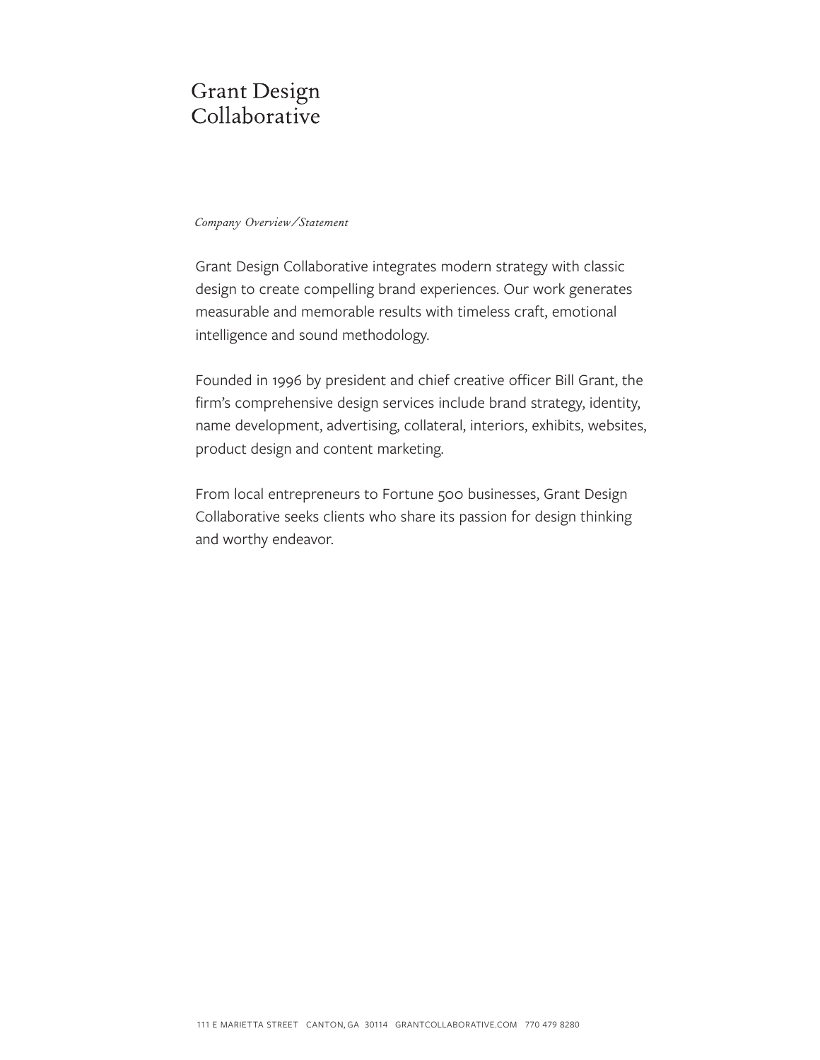# Grant Design Collaborative

*Company Overview/Statement*

Grant Design Collaborative integrates modern strategy with classic design to create compelling brand experiences. Our work generates measurable and memorable results with timeless craft, emotional intelligence and sound methodology.

Founded in 1996 by president and chief creative officer Bill Grant, the firm's comprehensive design services include brand strategy, identity, name development, advertising, collateral, interiors, exhibits, websites, product design and content marketing.

From local entrepreneurs to Fortune 500 businesses, Grant Design Collaborative seeks clients who share its passion for design thinking and worthy endeavor.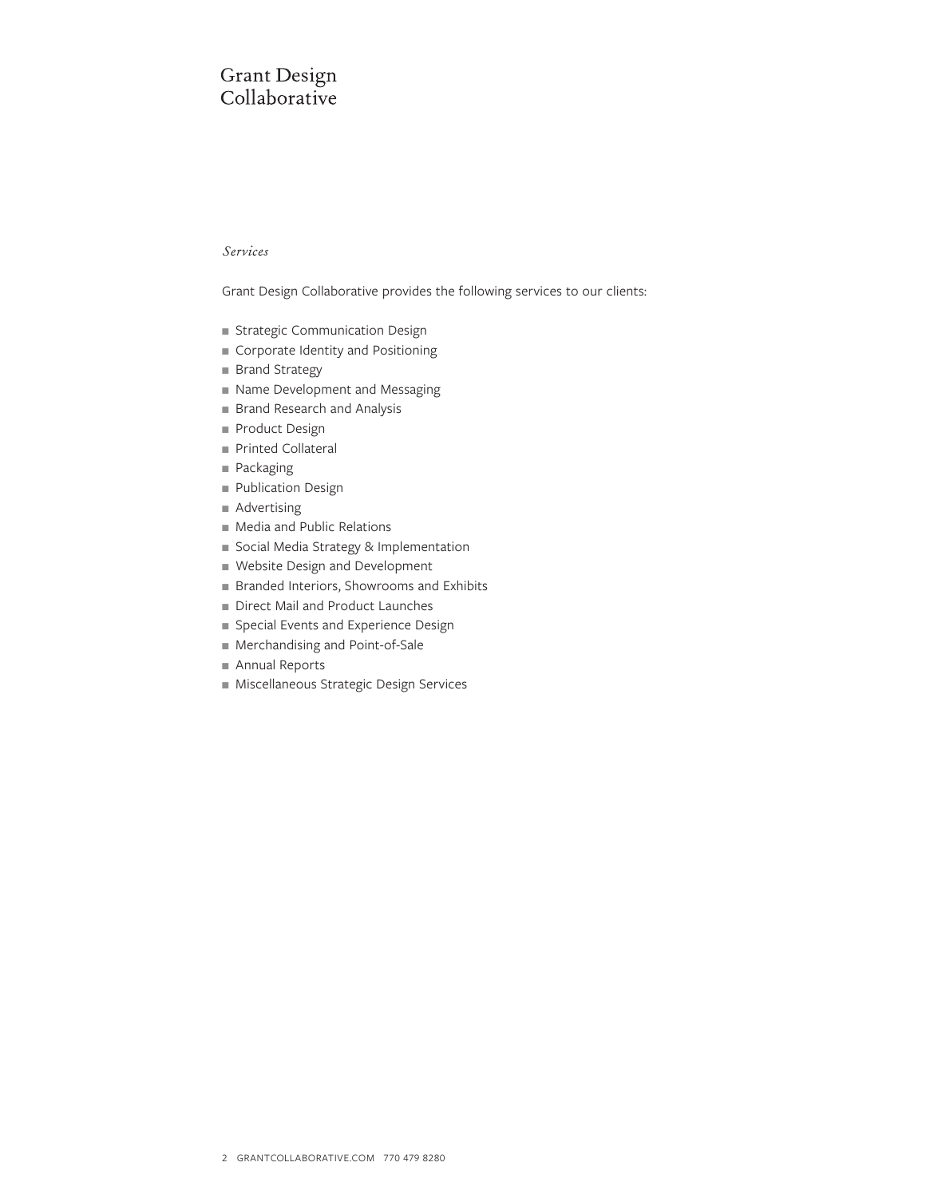Grant Design Collaborative

*Services*

Grant Design Collaborative provides the following services to our clients:

- Strategic Communication Design
- Corporate Identity and Positioning
- Brand Strategy
- Name Development and Messaging
- Brand Research and Analysis
- Product Design
- Printed Collateral
- Packaging
- Publication Design
- Advertising
- Media and Public Relations
- Social Media Strategy & Implementation
- Website Design and Development
- Branded Interiors, Showrooms and Exhibits
- Direct Mail and Product Launches
- Special Events and Experience Design
- Merchandising and Point-of-Sale
- Annual Reports
- Miscellaneous Strategic Design Services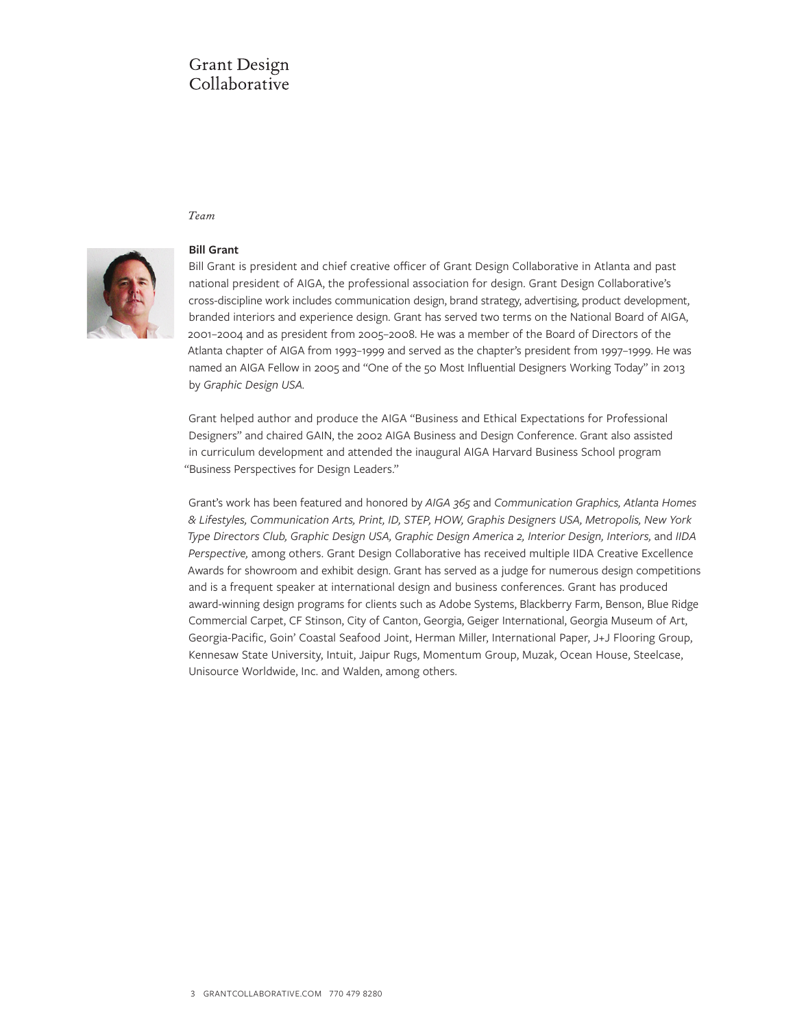Grant Design Collaborative

*Team*

**Bill Grant**

Bill Grant is president and chief creative officer of Grant Design Collaborative in Atlanta and past national president of AIGA, the professional association for design. Grant Design Collaborative's cross-discipline work includes communication design, brand strategy, advertising, product development, branded interiors and experience design. Grant has served two terms on the National Board of AIGA, 2001–2004 and as president from 2005–2008. He was a member of the Board of Directors of the Atlanta chapter of AIGA from 1993–1999 and served as the chapter's president from 1997–1999. He was named an AIGA Fellow in 2005 and "One of the 50 Most Influential Designers Working Today" in 2013 by *Graphic Design USA.*

Grant helped author and produce the AIGA "Business and Ethical Expectations for Professional Designers" and chaired GAIN, the 2002 AIGA Business and Design Conference. Grant also assisted in curriculum development and attended the inaugural AIGA Harvard Business School program "Business Perspectives for Design Leaders."

Grant's work has been featured and honored by *AIGA 365* and *Communication Graphics, Atlanta Homes & Lifestyles, Communication Arts, Print, ID, STEP, HOW, Graphis Designers USA, Metropolis, New York Type Directors Club, Graphic Design USA, Graphic Design America 2, Interior Design, Interiors,* and *IIDA Perspective,* among others. Grant Design Collaborative has received multiple IIDA Creative Excellence Awards for showroom and exhibit design. Grant has served as a judge for numerous design competitions and is a frequent speaker at international design and business conferences. Grant has produced award-winning design programs for clients such as Adobe Systems, Blackberry Farm, Benson, Blue Ridge Commercial Carpet, CF Stinson, City of Canton, Georgia, Geiger International, Georgia Museum of Art, Georgia-Pacific, Goin' Coastal Seafood Joint, Herman Miller, International Paper, J+J Flooring Group, Kennesaw State University, Intuit, Jaipur Rugs, Momentum Group, Muzak, Ocean House, Steelcase, Unisource Worldwide, Inc. and Walden, among others.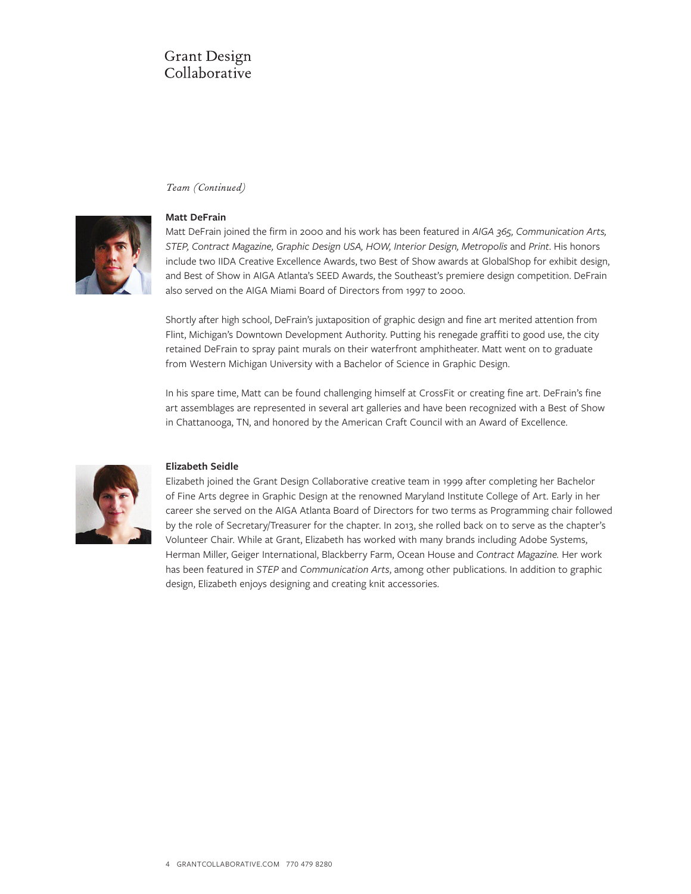*Team (Continued)*

**Matt DeFrain**

Matt DeFrain joined the firm in 2000 and his work has been featured in *AIGA 365, Communication Arts, STEP, Contract Magazine, Graphic Design USA, HOW, Interior Design, Metropolis* and *Print*. His honors include two IIDA Creative Excellence Awards, two Best of Show awards at GlobalShop for exhibit design, and Best of Show in AIGA Atlanta's SEED Awards, the Southeast's premiere design competition. DeFrain also served on the AIGA Miami Board of Directors from 1997 to 2000.

Shortly after high school, DeFrain's juxtaposition of graphic design and fine art merited attention from Flint, Michigan's Downtown Development Authority. Putting his renegade graffiti to good use, the city retained DeFrain to spray paint murals on their waterfront amphitheater. Matt went on to graduate from Western Michigan University with a Bachelor of Science in Graphic Design.

In his spare time, Matt can be found challenging himself at CrossFit or creating fine art. DeFrain's fine art assemblages are represented in several art galleries and have been recognized with a Best of Show in Chattanooga, TN, and honored by the American Craft Council with an Award of Excellence.

**Elizabeth Seidle**

Elizabeth joined the Grant Design Collaborative creative team in 1999 after completing her Bachelor of Fine Arts degree in Graphic Design at the renowned Maryland Institute College of Art. Early in her career she served on the AIGA Atlanta Board of Directors for two terms as Programming chair followed by the role of Secretary/Treasurer for the chapter. In 2013, she rolled back on to serve as the chapter's Volunteer Chair. While at Grant, Elizabeth has worked with many brands including Adobe Systems, Herman Miller, Geiger International, Blackberry Farm, Ocean House and *Contract Magazine.* Her work has been featured in *STEP* and *Communication Arts*, among other publications. In addition to graphic design, Elizabeth enjoys designing and creating knit accessories.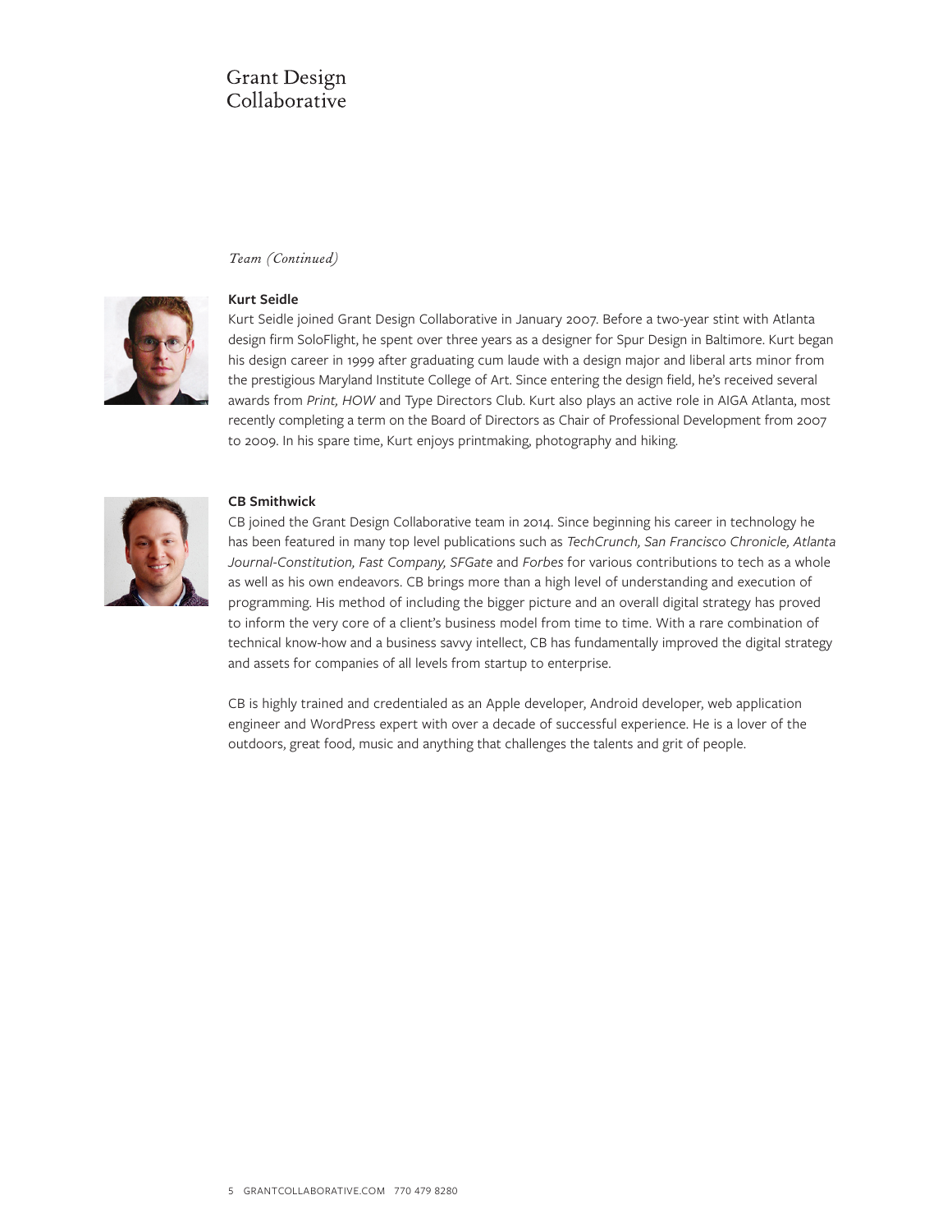*Team (Continued)*

**Kurt Seidle**

Kurt Seidle joined Grant Design Collaborative in January 2007. Before a two-year stint with Atlanta design firm SoloFlight, he spent over three years as a designer for Spur Design in Baltimore. Kurt began his design career in 1999 after graduating cum laude with a design major and liberal arts minor from the prestigious Maryland Institute College of Art. Since entering the design field, he's received several awards from *Print, HOW* and Type Directors Club. Kurt also plays an active role in AIGA Atlanta, most recently completing a term on the Board of Directors as Chair of Professional Development from 2007 to 2009. In his spare time, Kurt enjoys printmaking, photography and hiking.

**CB Smithwick**

CB joined the Grant Design Collaborative team in 2014. Since beginning his career in technology he has been featured in many top level publications such as *TechCrunch, San Francisco Chronicle, Atlanta Journal-Constitution, Fast Company, SFGate* and *Forbes* for various contributions to tech as a whole as well as his own endeavors. CB brings more than a high level of understanding and execution of programming. His method of including the bigger picture and an overall digital strategy has proved to inform the very core of a client's business model from time to time. With a rare combination of technical know-how and a business savvy intellect, CB has fundamentally improved the digital strategy and assets for companies of all levels from startup to enterprise.

CB is highly trained and credentialed as an Apple developer, Android developer, web application engineer and WordPress expert with over a decade of successful experience. He is a lover of the outdoors, great food, music and anything that challenges the talents and grit of people.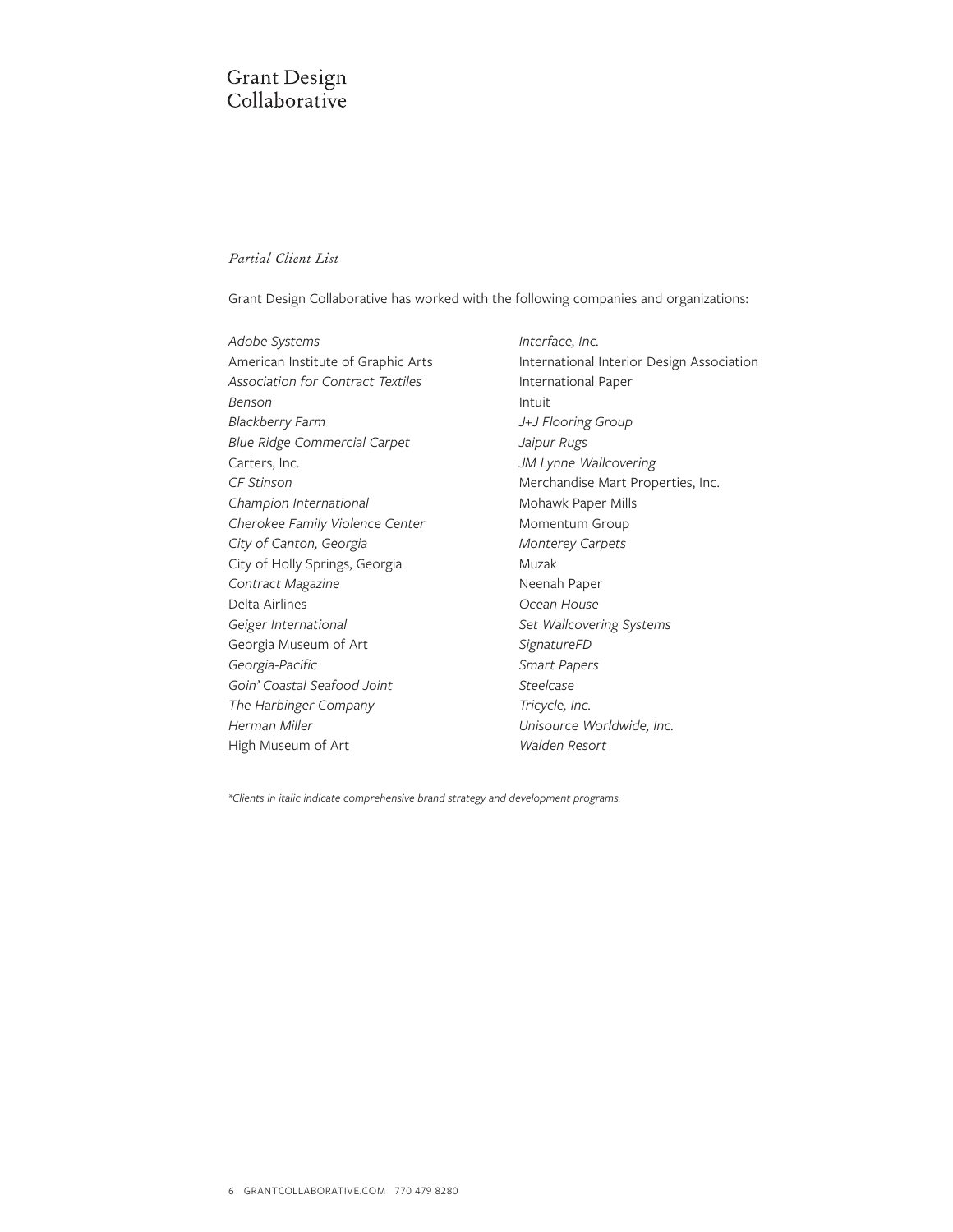Grant Design Collaborative

*Partial Client List*

Grant Design Collaborative has worked with the following companies and organizations:

*Adobe Systems*
American Institute of Graphic Arts
*Association for Contract Textiles*
*Benson*
*Blackberry Farm*
*Blue Ridge Commercial Carpet*
Carters, Inc.
*CF Stinson*
*Champion International*
*Cherokee Family Violence Center*
*City of Canton, Georgia*
City of Holly Springs, Georgia
*Contract Magazine*
Delta Airlines
*Geiger International*
Georgia Museum of Art
*Georgia-Pacific*
*Goin' Coastal Seafood Joint*
*The Harbinger Company*
*Herman Miller*
High Museum of Art
*Interface, Inc.*
International Interior Design Association
International Paper
Intuit
*J+J Flooring Group*
*Jaipur Rugs*
*JM Lynne Wallcovering*
Merchandise Mart Properties, Inc.
Mohawk Paper Mills
Momentum Group
*Monterey Carpets*
Muzak
Neenah Paper
*Ocean House*
*Set Wallcovering Systems*
*SignatureFD*
*Smart Papers*
*Steelcase*
*Tricycle, Inc.*
*Unisource Worldwide, Inc.*
*Walden Resort*

*\*Clients in italic indicate comprehensive brand strategy and development programs.*

GRANTCOLLABORATIVE.COM 770 479 8280